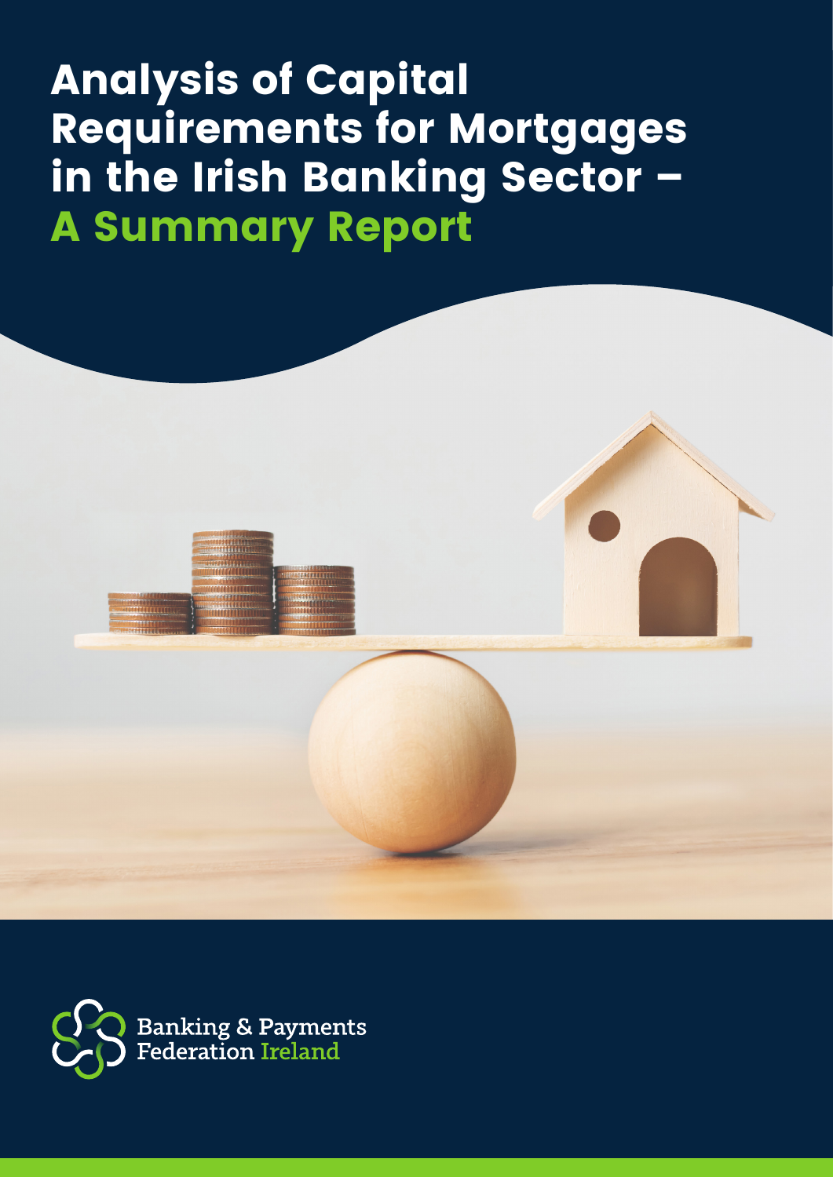# Analysis of Capital Requirements for Mortgages in the Irish Banking Sector – A Summary Report

Banking & Payments Federation Ireland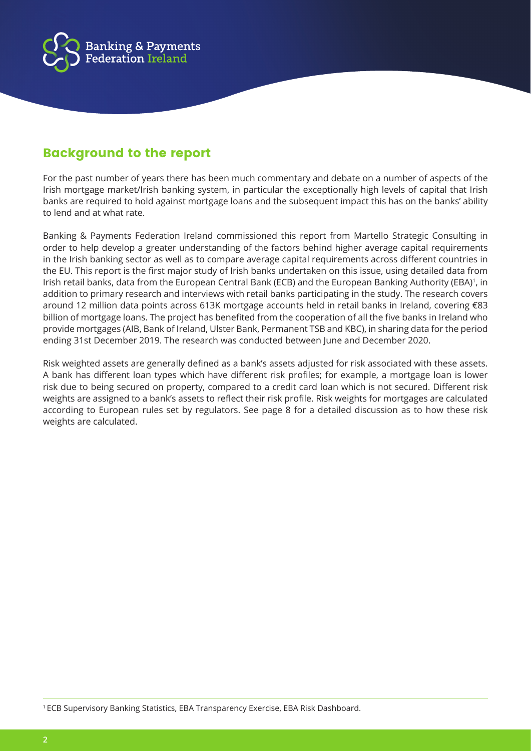## Background to the report

For the past number of years there has been much commentary and debate on a number of aspects of the Irish mortgage market/Irish banking system, in particular the exceptionally high levels of capital that Irish banks are required to hold against mortgage loans and the subsequent impact this has on the banks' ability to lend and at what rate.

Banking & Payments Federation Ireland commissioned this report from Martello Strategic Consulting in order to help develop a greater understanding of the factors behind higher average capital requirements in the Irish banking sector as well as to compare average capital requirements across different countries in the EU. This report is the first major study of Irish banks undertaken on this issue, using detailed data from Irish retail banks, data from the European Central Bank (ECB) and the European Banking Authority (EBA)[1], in addition to primary research and interviews with retail banks participating in the study. The research covers around 12 million data points across 613K mortgage accounts held in retail banks in Ireland, covering €83 billion of mortgage loans. The project has benefited from the cooperation of all the five banks in Ireland who provide mortgages (AIB, Bank of Ireland, Ulster Bank, Permanent TSB and KBC), in sharing data for the period ending 31st December 2019. The research was conducted between June and December 2020.

Risk weighted assets are generally defined as a bank's assets adjusted for risk associated with these assets. A bank has different loan types which have different risk profiles; for example, a mortgage loan is lower risk due to being secured on property, compared to a credit card loan which is not secured. Different risk weights are assigned to a bank's assets to reflect their risk profile. Risk weights for mortgages are calculated according to European rules set by regulators. See page 8 for a detailed discussion as to how these risk weights are calculated.

[1] ECB Supervisory Banking Statistics, EBA Transparency Exercise, EBA Risk Dashboard.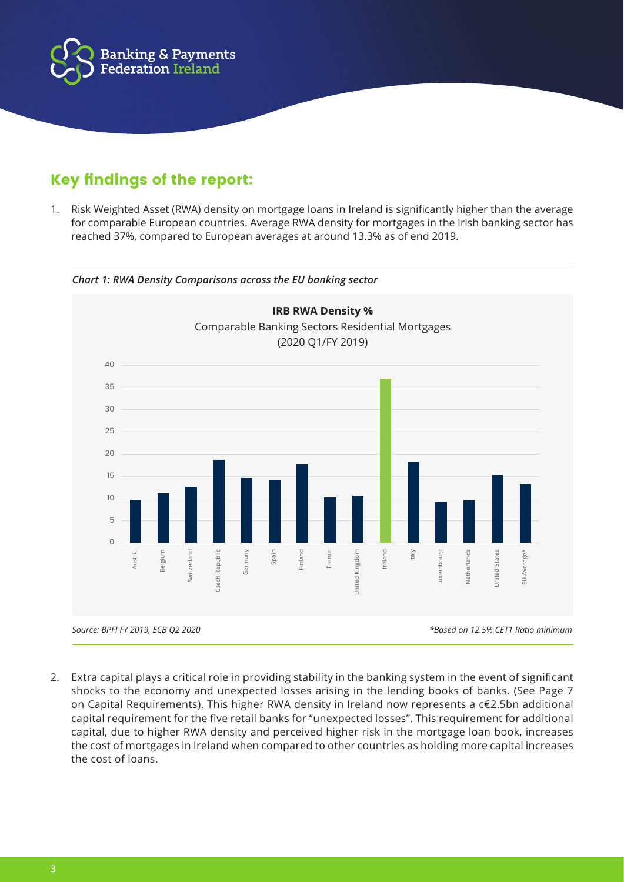## Key findings of the report:

1. Risk Weighted Asset (RWA) density on mortgage loans in Ireland is significantly higher than the average for comparable European countries. Average RWA density for mortgages in the Irish banking sector has reached 37%, compared to European averages at around 13.3% as of end 2019.

*Chart 1: RWA Density Comparisons across the EU banking sector*

**IRB RWA Density %**
Comparable Banking Sectors Residential Mortgages
(2020 Q1/FY 2019)

*Source: BPFI FY 2019, ECB Q2 2020*

*\*Based on 12.5% CET1 Ratio minimum*

2. Extra capital plays a critical role in providing stability in the banking system in the event of significant shocks to the economy and unexpected losses arising in the lending books of banks. (See Page 7 on Capital Requirements). This higher RWA density in Ireland now represents a c€2.5bn additional capital requirement for the five retail banks for "unexpected losses". This requirement for additional capital, due to higher RWA density and perceived higher risk in the mortgage loan book, increases the cost of mortgages in Ireland when compared to other countries as holding more capital increases the cost of loans.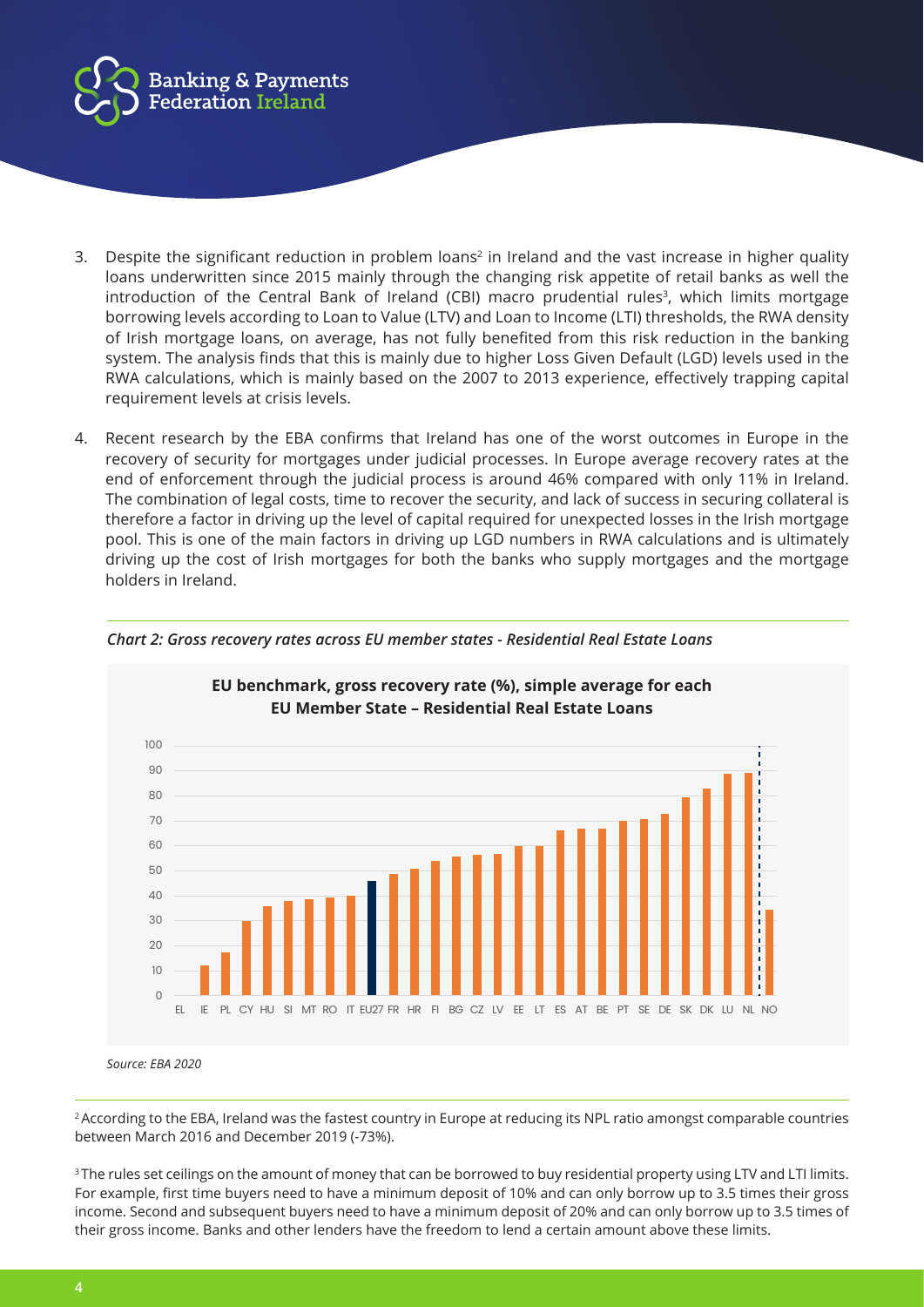3. Despite the significant reduction in problem loans[2] in Ireland and the vast increase in higher quality loans underwritten since 2015 mainly through the changing risk appetite of retail banks as well the introduction of the Central Bank of Ireland (CBI) macro prudential rules[3], which limits mortgage borrowing levels according to Loan to Value (LTV) and Loan to Income (LTI) thresholds, the RWA density of Irish mortgage loans, on average, has not fully benefited from this risk reduction in the banking system. The analysis finds that this is mainly due to higher Loss Given Default (LGD) levels used in the RWA calculations, which is mainly based on the 2007 to 2013 experience, effectively trapping capital requirement levels at crisis levels.

4. Recent research by the EBA confirms that Ireland has one of the worst outcomes in Europe in the recovery of security for mortgages under judicial processes. In Europe average recovery rates at the end of enforcement through the judicial process is around 46% compared with only 11% in Ireland. The combination of legal costs, time to recover the security, and lack of success in securing collateral is therefore a factor in driving up the level of capital required for unexpected losses in the Irish mortgage pool. This is one of the main factors in driving up LGD numbers in RWA calculations and is ultimately driving up the cost of Irish mortgages for both the banks who supply mortgages and the mortgage holders in Ireland.

*Chart 2: Gross recovery rates across EU member states - Residential Real Estate Loans*

**EU benchmark, gross recovery rate (%), simple average for each EU Member State – Residential Real Estate Loans**

*Source: EBA 2020*

[2] According to the EBA, Ireland was the fastest country in Europe at reducing its NPL ratio amongst comparable countries between March 2016 and December 2019 (-73%).

[3] The rules set ceilings on the amount of money that can be borrowed to buy residential property using LTV and LTI limits. For example, first time buyers need to have a minimum deposit of 10% and can only borrow up to 3.5 times their gross income. Second and subsequent buyers need to have a minimum deposit of 20% and can only borrow up to 3.5 times of their gross income. Banks and other lenders have the freedom to lend a certain amount above these limits.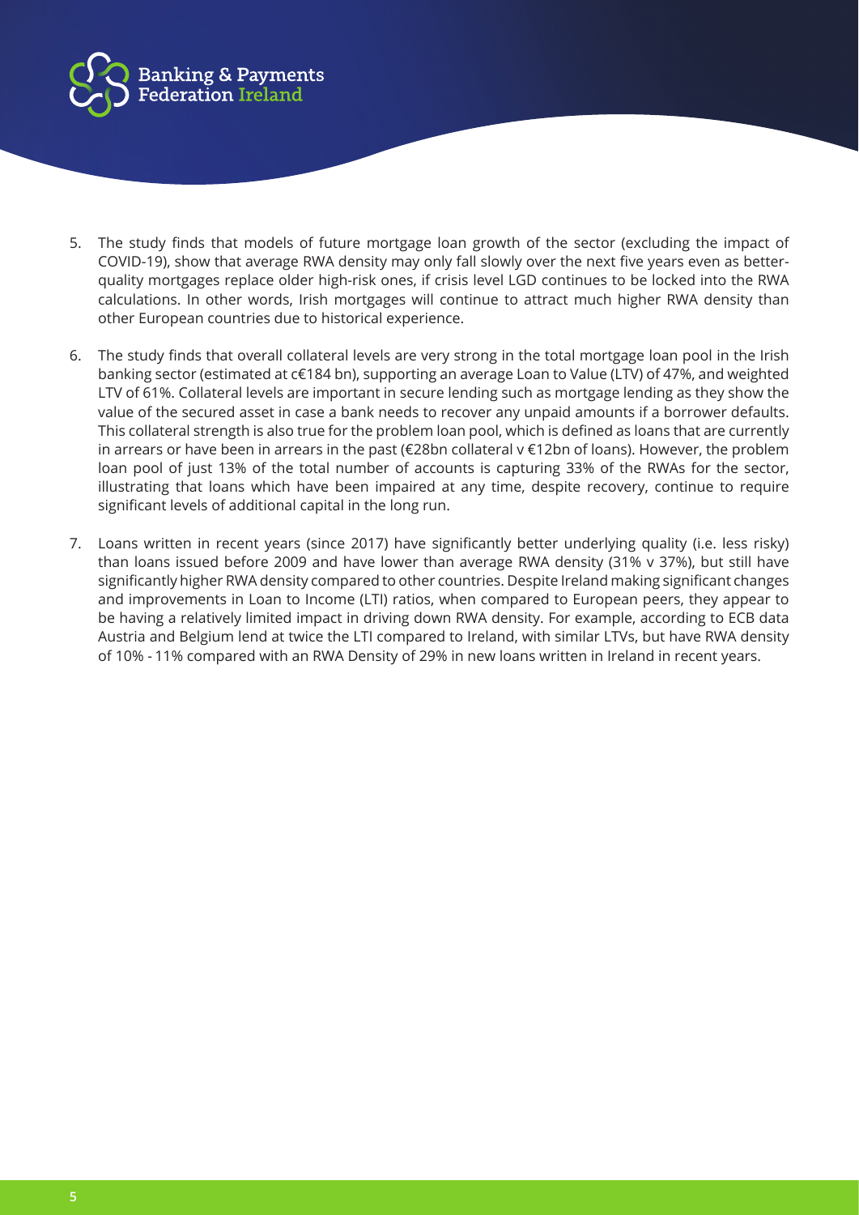5. The study finds that models of future mortgage loan growth of the sector (excluding the impact of COVID-19), show that average RWA density may only fall slowly over the next five years even as better-quality mortgages replace older high-risk ones, if crisis level LGD continues to be locked into the RWA calculations. In other words, Irish mortgages will continue to attract much higher RWA density than other European countries due to historical experience.

6. The study finds that overall collateral levels are very strong in the total mortgage loan pool in the Irish banking sector (estimated at c€184 bn), supporting an average Loan to Value (LTV) of 47%, and weighted LTV of 61%. Collateral levels are important in secure lending such as mortgage lending as they show the value of the secured asset in case a bank needs to recover any unpaid amounts if a borrower defaults. This collateral strength is also true for the problem loan pool, which is defined as loans that are currently in arrears or have been in arrears in the past (€28bn collateral v €12bn of loans). However, the problem loan pool of just 13% of the total number of accounts is capturing 33% of the RWAs for the sector, illustrating that loans which have been impaired at any time, despite recovery, continue to require significant levels of additional capital in the long run.

7. Loans written in recent years (since 2017) have significantly better underlying quality (i.e. less risky) than loans issued before 2009 and have lower than average RWA density (31% v 37%), but still have significantly higher RWA density compared to other countries. Despite Ireland making significant changes and improvements in Loan to Income (LTI) ratios, when compared to European peers, they appear to be having a relatively limited impact in driving down RWA density. For example, according to ECB data Austria and Belgium lend at twice the LTI compared to Ireland, with similar LTVs, but have RWA density of 10% - 11% compared with an RWA Density of 29% in new loans written in Ireland in recent years.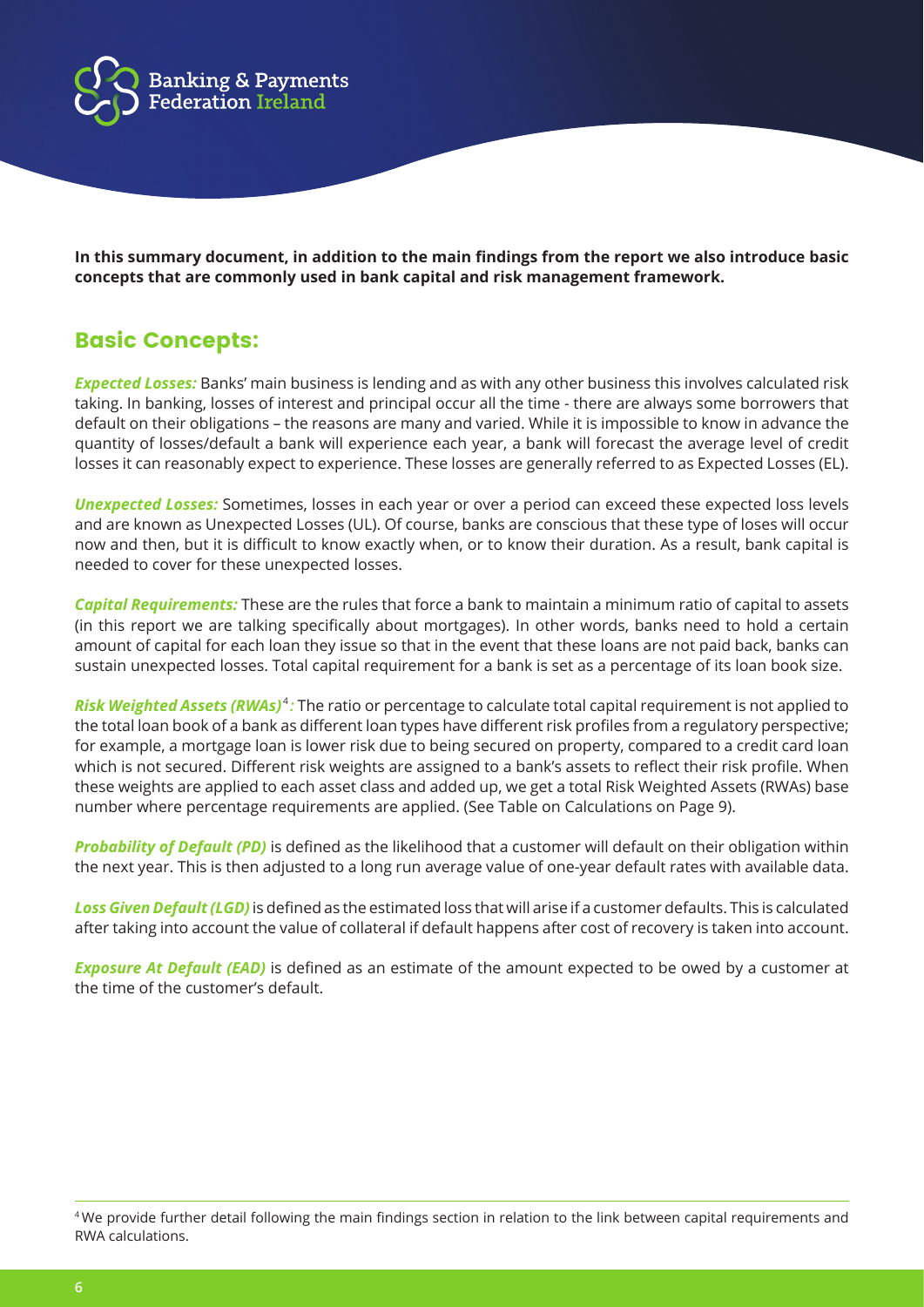**In this summary document, in addition to the main findings from the report we also introduce basic concepts that are commonly used in bank capital and risk management framework.**

## Basic Concepts:

***Expected Losses:*** Banks' main business is lending and as with any other business this involves calculated risk taking. In banking, losses of interest and principal occur all the time - there are always some borrowers that default on their obligations – the reasons are many and varied. While it is impossible to know in advance the quantity of losses/default a bank will experience each year, a bank will forecast the average level of credit losses it can reasonably expect to experience. These losses are generally referred to as Expected Losses (EL).

***Unexpected Losses:*** Sometimes, losses in each year or over a period can exceed these expected loss levels and are known as Unexpected Losses (UL). Of course, banks are conscious that these type of loses will occur now and then, but it is difficult to know exactly when, or to know their duration. As a result, bank capital is needed to cover for these unexpected losses.

***Capital Requirements:*** These are the rules that force a bank to maintain a minimum ratio of capital to assets (in this report we are talking specifically about mortgages). In other words, banks need to hold a certain amount of capital for each loan they issue so that in the event that these loans are not paid back, banks can sustain unexpected losses. Total capital requirement for a bank is set as a percentage of its loan book size.

***Risk Weighted Assets (RWAs)***[4]***:*** The ratio or percentage to calculate total capital requirement is not applied to the total loan book of a bank as different loan types have different risk profiles from a regulatory perspective; for example, a mortgage loan is lower risk due to being secured on property, compared to a credit card loan which is not secured. Different risk weights are assigned to a bank's assets to reflect their risk profile. When these weights are applied to each asset class and added up, we get a total Risk Weighted Assets (RWAs) base number where percentage requirements are applied. (See Table on Calculations on Page 9).

***Probability of Default (PD)*** is defined as the likelihood that a customer will default on their obligation within the next year. This is then adjusted to a long run average value of one-year default rates with available data.

***Loss Given Default (LGD)*** is defined as the estimated loss that will arise if a customer defaults. This is calculated after taking into account the value of collateral if default happens after cost of recovery is taken into account.

***Exposure At Default (EAD)*** is defined as an estimate of the amount expected to be owed by a customer at the time of the customer's default.

[4] We provide further detail following the main findings section in relation to the link between capital requirements and RWA calculations.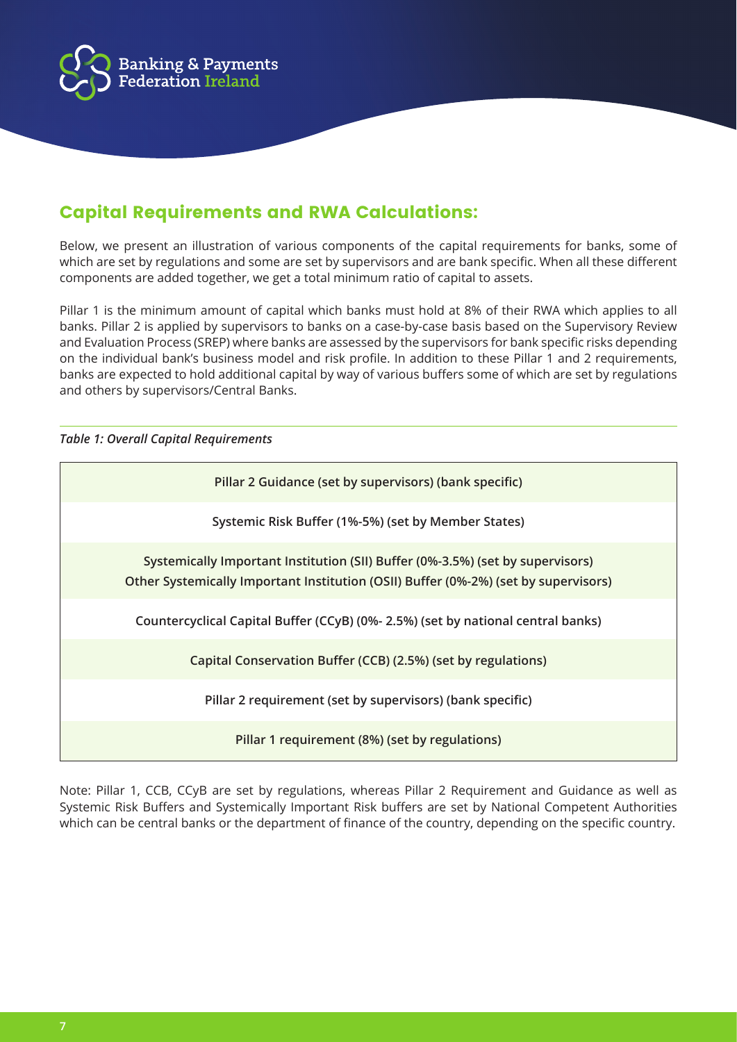## Capital Requirements and RWA Calculations:

Below, we present an illustration of various components of the capital requirements for banks, some of which are set by regulations and some are set by supervisors and are bank specific. When all these different components are added together, we get a total minimum ratio of capital to assets.

Pillar 1 is the minimum amount of capital which banks must hold at 8% of their RWA which applies to all banks. Pillar 2 is applied by supervisors to banks on a case-by-case basis based on the Supervisory Review and Evaluation Process (SREP) where banks are assessed by the supervisors for bank specific risks depending on the individual bank's business model and risk profile. In addition to these Pillar 1 and 2 requirements, banks are expected to hold additional capital by way of various buffers some of which are set by regulations and others by supervisors/Central Banks.

*Table 1: Overall Capital Requirements*

| Pillar 2 Guidance (set by supervisors) (bank specific) |
|---|
| Systemic Risk Buffer (1%-5%) (set by Member States) |
| Systemically Important Institution (SII) Buffer (0%-3.5%) (set by supervisors)<br>Other Systemically Important Institution (OSII) Buffer (0%-2%) (set by supervisors) |
| Countercyclical Capital Buffer (CCyB) (0%- 2.5%) (set by national central banks) |
| Capital Conservation Buffer (CCB) (2.5%) (set by regulations) |
| Pillar 2 requirement (set by supervisors) (bank specific) |
| Pillar 1 requirement (8%) (set by regulations) |

Note: Pillar 1, CCB, CCyB are set by regulations, whereas Pillar 2 Requirement and Guidance as well as Systemic Risk Buffers and Systemically Important Risk buffers are set by National Competent Authorities which can be central banks or the department of finance of the country, depending on the specific country.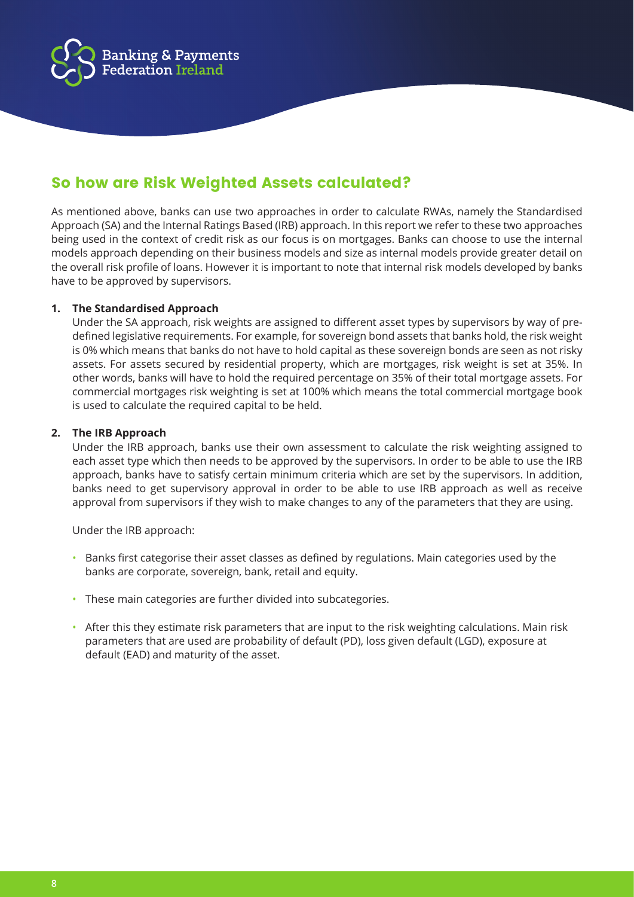## So how are Risk Weighted Assets calculated?

As mentioned above, banks can use two approaches in order to calculate RWAs, namely the Standardised Approach (SA) and the Internal Ratings Based (IRB) approach. In this report we refer to these two approaches being used in the context of credit risk as our focus is on mortgages. Banks can choose to use the internal models approach depending on their business models and size as internal models provide greater detail on the overall risk profile of loans. However it is important to note that internal risk models developed by banks have to be approved by supervisors.

1. **The Standardised Approach**

   Under the SA approach, risk weights are assigned to different asset types by supervisors by way of pre-defined legislative requirements. For example, for sovereign bond assets that banks hold, the risk weight is 0% which means that banks do not have to hold capital as these sovereign bonds are seen as not risky assets. For assets secured by residential property, which are mortgages, risk weight is set at 35%. In other words, banks will have to hold the required percentage on 35% of their total mortgage assets. For commercial mortgages risk weighting is set at 100% which means the total commercial mortgage book is used to calculate the required capital to be held.

2. **The IRB Approach**

   Under the IRB approach, banks use their own assessment to calculate the risk weighting assigned to each asset type which then needs to be approved by the supervisors. In order to be able to use the IRB approach, banks have to satisfy certain minimum criteria which are set by the supervisors. In addition, banks need to get supervisory approval in order to be able to use IRB approach as well as receive approval from supervisors if they wish to make changes to any of the parameters that they are using.

   Under the IRB approach:

   - Banks first categorise their asset classes as defined by regulations. Main categories used by the banks are corporate, sovereign, bank, retail and equity.
   - These main categories are further divided into subcategories.
   - After this they estimate risk parameters that are input to the risk weighting calculations. Main risk parameters that are used are probability of default (PD), loss given default (LGD), exposure at default (EAD) and maturity of the asset.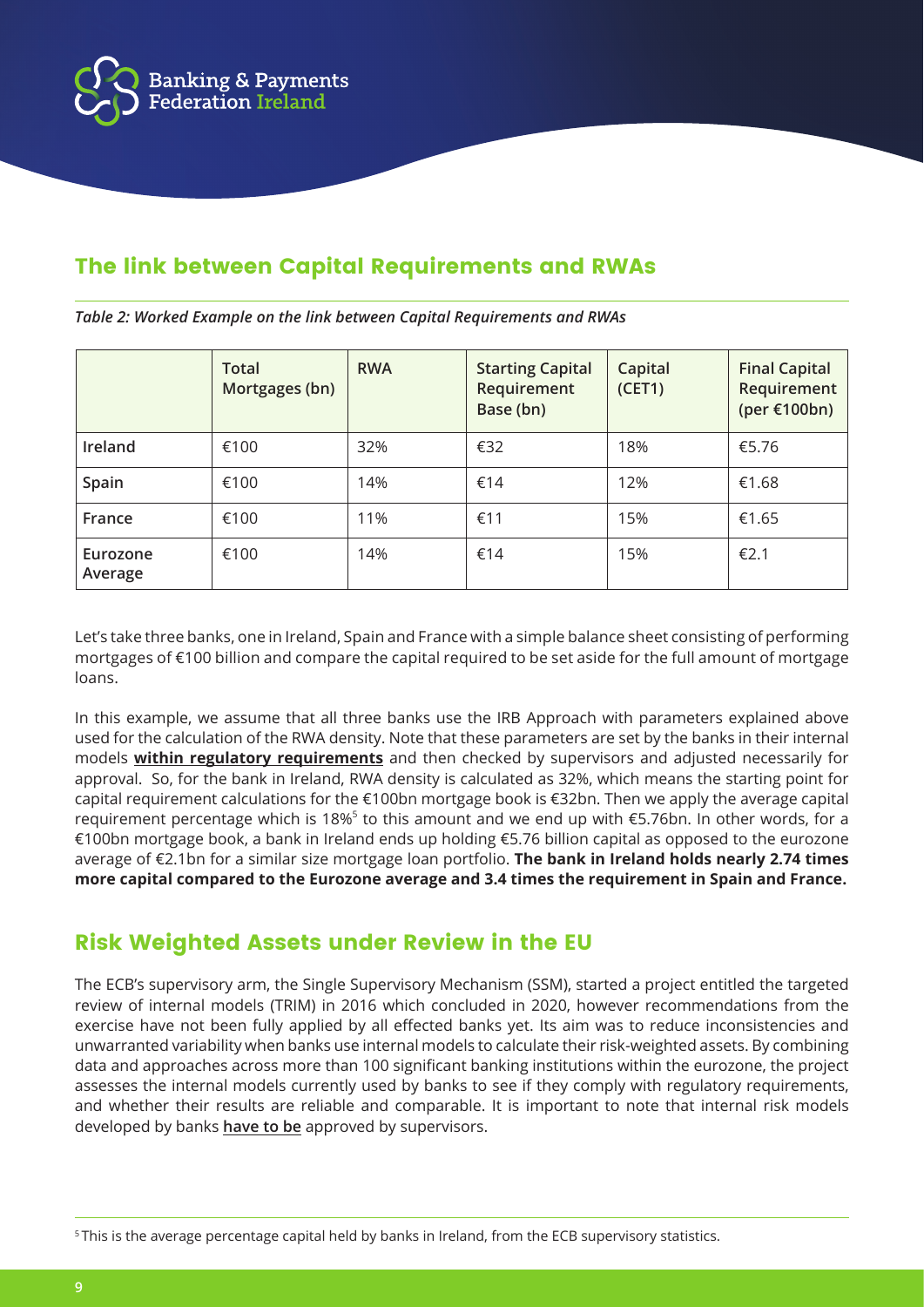## The link between Capital Requirements and RWAs

*Table 2: Worked Example on the link between Capital Requirements and RWAs*

| | Total Mortgages (bn) | RWA | Starting Capital Requirement Base (bn) | Capital (CET1) | Final Capital Requirement (per €100bn) |
|---|---|---|---|---|---|
| **Ireland** | €100 | 32% | €32 | 18% | €5.76 |
| **Spain** | €100 | 14% | €14 | 12% | €1.68 |
| **France** | €100 | 11% | €11 | 15% | €1.65 |
| **Eurozone Average** | €100 | 14% | €14 | 15% | €2.1 |

Let's take three banks, one in Ireland, Spain and France with a simple balance sheet consisting of performing mortgages of €100 billion and compare the capital required to be set aside for the full amount of mortgage loans.

In this example, we assume that all three banks use the IRB Approach with parameters explained above used for the calculation of the RWA density. Note that these parameters are set by the banks in their internal models **within regulatory requirements** and then checked by supervisors and adjusted necessarily for approval. So, for the bank in Ireland, RWA density is calculated as 32%, which means the starting point for capital requirement calculations for the €100bn mortgage book is €32bn. Then we apply the average capital requirement percentage which is 18%[5] to this amount and we end up with €5.76bn. In other words, for a €100bn mortgage book, a bank in Ireland ends up holding €5.76 billion capital as opposed to the eurozone average of €2.1bn for a similar size mortgage loan portfolio. **The bank in Ireland holds nearly 2.74 times more capital compared to the Eurozone average and 3.4 times the requirement in Spain and France.**

## Risk Weighted Assets under Review in the EU

The ECB's supervisory arm, the Single Supervisory Mechanism (SSM), started a project entitled the targeted review of internal models (TRIM) in 2016 which concluded in 2020, however recommendations from the exercise have not been fully applied by all effected banks yet. Its aim was to reduce inconsistencies and unwarranted variability when banks use internal models to calculate their risk-weighted assets. By combining data and approaches across more than 100 significant banking institutions within the eurozone, the project assesses the internal models currently used by banks to see if they comply with regulatory requirements, and whether their results are reliable and comparable. It is important to note that internal risk models developed by banks **have to be** approved by supervisors.

[5] This is the average percentage capital held by banks in Ireland, from the ECB supervisory statistics.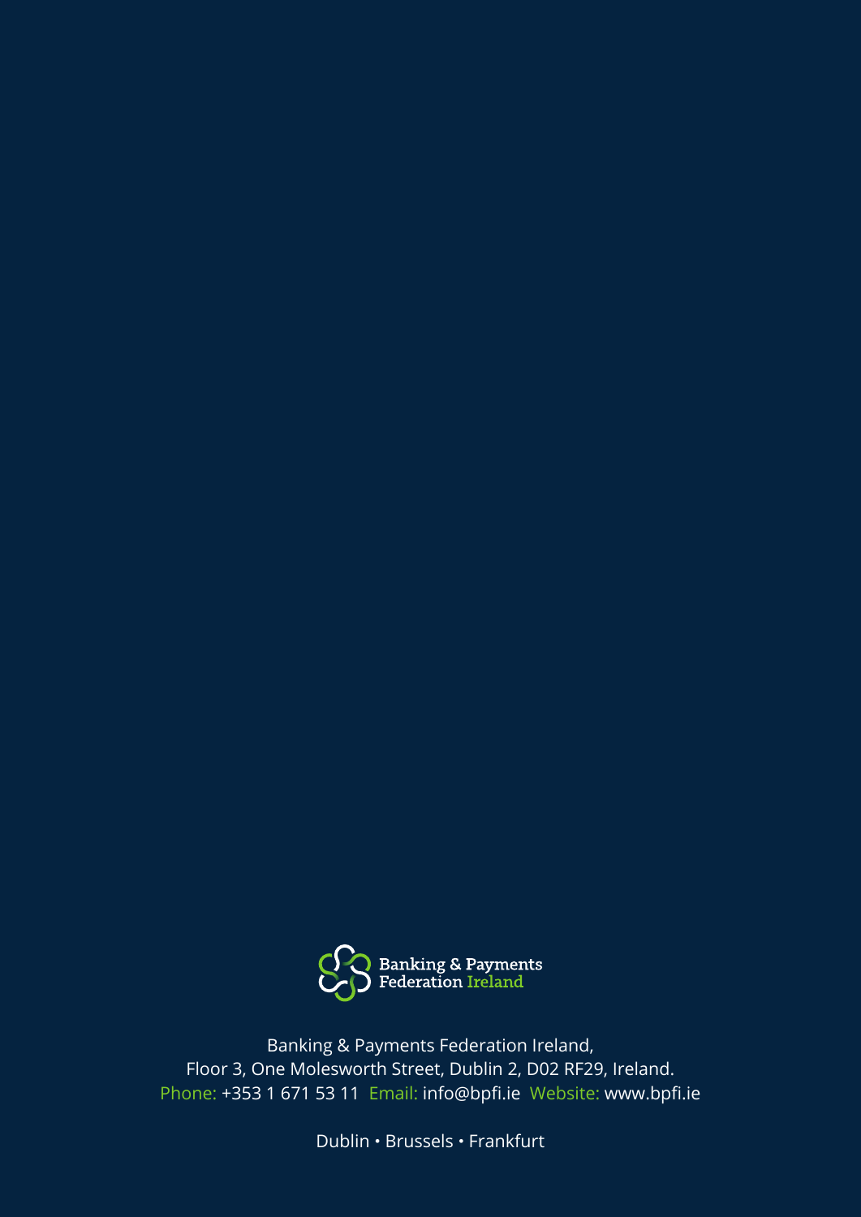Banking & Payments Federation Ireland

Banking & Payments Federation Ireland,
Floor 3, One Molesworth Street, Dublin 2, D02 RF29, Ireland.
Phone: +353 1 671 53 11 Email: info@bpfi.ie Website: www.bpfi.ie

Dublin • Brussels • Frankfurt